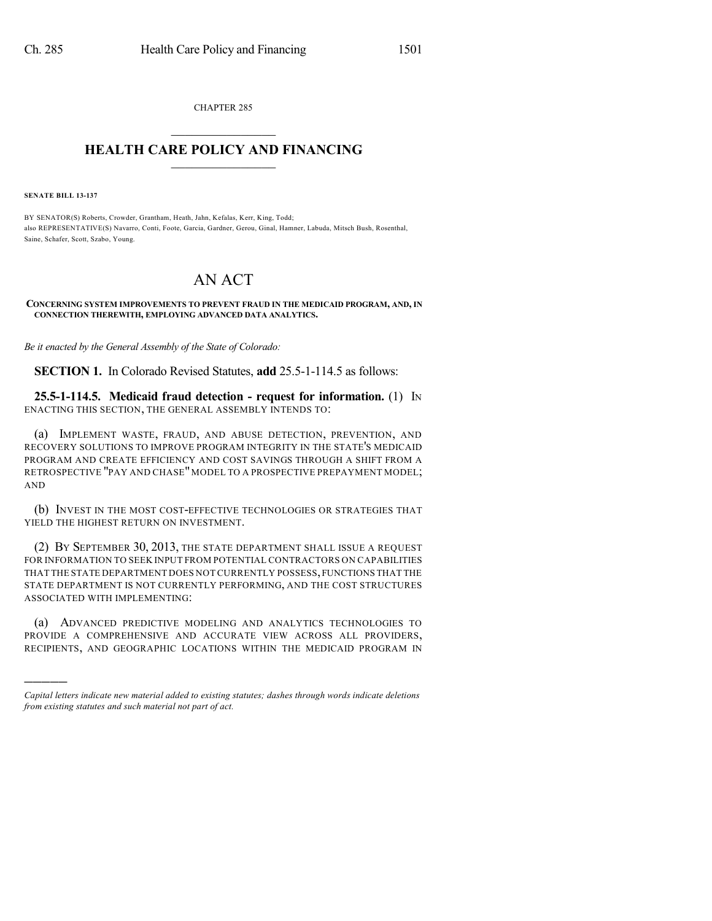CHAPTER 285

# HEALTH CARE POLICY AND FINANCING

**SENATE BILL 13-137**

BY SENATOR(S) Roberts, Crowder, Grantham, Heath, Jahn, Kefalas, Kerr, King, Todd;
also REPRESENTATIVE(S) Navarro, Conti, Foote, Garcia, Gardner, Gerou, Ginal, Hamner, Labuda, Mitsch Bush, Rosenthal, Saine, Schafer, Scott, Szabo, Young.

# AN ACT

**CONCERNING SYSTEM IMPROVEMENTS TO PREVENT FRAUD IN THE MEDICAID PROGRAM, AND, IN CONNECTION THEREWITH, EMPLOYING ADVANCED DATA ANALYTICS.**

*Be it enacted by the General Assembly of the State of Colorado:*

**SECTION 1.** In Colorado Revised Statutes, **add** 25.5-1-114.5 as follows:

**25.5-1-114.5. Medicaid fraud detection - request for information.** (1) IN ENACTING THIS SECTION, THE GENERAL ASSEMBLY INTENDS TO:

(a) IMPLEMENT WASTE, FRAUD, AND ABUSE DETECTION, PREVENTION, AND RECOVERY SOLUTIONS TO IMPROVE PROGRAM INTEGRITY IN THE STATE'S MEDICAID PROGRAM AND CREATE EFFICIENCY AND COST SAVINGS THROUGH A SHIFT FROM A RETROSPECTIVE "PAY AND CHASE" MODEL TO A PROSPECTIVE PREPAYMENT MODEL; AND

(b) INVEST IN THE MOST COST-EFFECTIVE TECHNOLOGIES OR STRATEGIES THAT YIELD THE HIGHEST RETURN ON INVESTMENT.

(2) BY SEPTEMBER 30, 2013, THE STATE DEPARTMENT SHALL ISSUE A REQUEST FOR INFORMATION TO SEEK INPUT FROM POTENTIAL CONTRACTORS ON CAPABILITIES THAT THE STATE DEPARTMENT DOES NOT CURRENTLY POSSESS, FUNCTIONS THAT THE STATE DEPARTMENT IS NOT CURRENTLY PERFORMING, AND THE COST STRUCTURES ASSOCIATED WITH IMPLEMENTING:

(a) ADVANCED PREDICTIVE MODELING AND ANALYTICS TECHNOLOGIES TO PROVIDE A COMPREHENSIVE AND ACCURATE VIEW ACROSS ALL PROVIDERS, RECIPIENTS, AND GEOGRAPHIC LOCATIONS WITHIN THE MEDICAID PROGRAM IN

---

*Capital letters indicate new material added to existing statutes; dashes through words indicate deletions from existing statutes and such material not part of act.*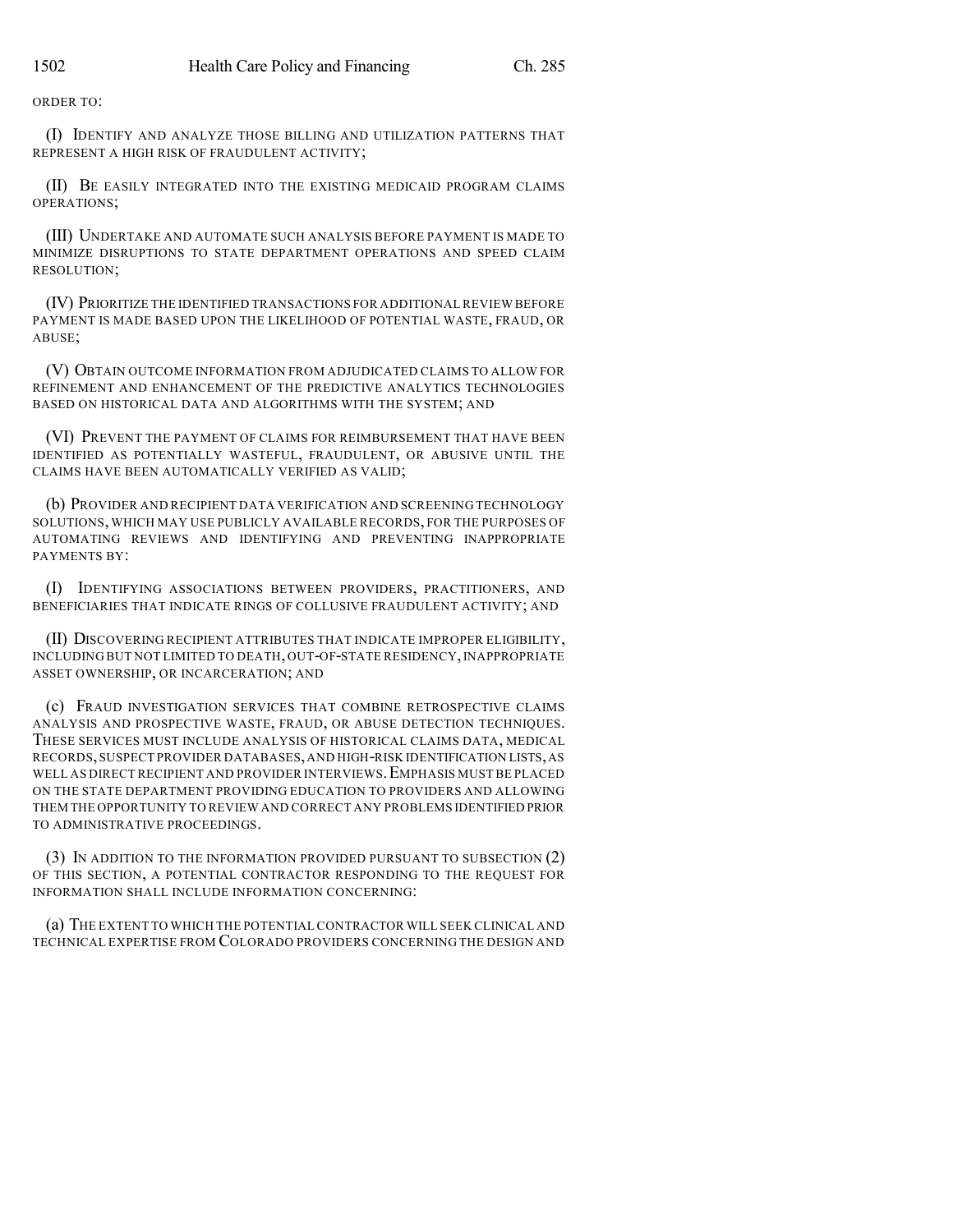ORDER TO:

(I) IDENTIFY AND ANALYZE THOSE BILLING AND UTILIZATION PATTERNS THAT REPRESENT A HIGH RISK OF FRAUDULENT ACTIVITY;

(II) BE EASILY INTEGRATED INTO THE EXISTING MEDICAID PROGRAM CLAIMS OPERATIONS;

(III) UNDERTAKE AND AUTOMATE SUCH ANALYSIS BEFORE PAYMENT IS MADE TO MINIMIZE DISRUPTIONS TO STATE DEPARTMENT OPERATIONS AND SPEED CLAIM RESOLUTION;

(IV) PRIORITIZE THE IDENTIFIED TRANSACTIONS FOR ADDITIONAL REVIEW BEFORE PAYMENT IS MADE BASED UPON THE LIKELIHOOD OF POTENTIAL WASTE, FRAUD, OR ABUSE;

(V) OBTAIN OUTCOME INFORMATION FROM ADJUDICATED CLAIMS TO ALLOW FOR REFINEMENT AND ENHANCEMENT OF THE PREDICTIVE ANALYTICS TECHNOLOGIES BASED ON HISTORICAL DATA AND ALGORITHMS WITH THE SYSTEM; AND

(VI) PREVENT THE PAYMENT OF CLAIMS FOR REIMBURSEMENT THAT HAVE BEEN IDENTIFIED AS POTENTIALLY WASTEFUL, FRAUDULENT, OR ABUSIVE UNTIL THE CLAIMS HAVE BEEN AUTOMATICALLY VERIFIED AS VALID;

(b) PROVIDER AND RECIPIENT DATA VERIFICATION AND SCREENING TECHNOLOGY SOLUTIONS, WHICH MAY USE PUBLICLY AVAILABLE RECORDS, FOR THE PURPOSES OF AUTOMATING REVIEWS AND IDENTIFYING AND PREVENTING INAPPROPRIATE PAYMENTS BY:

(I) IDENTIFYING ASSOCIATIONS BETWEEN PROVIDERS, PRACTITIONERS, AND BENEFICIARIES THAT INDICATE RINGS OF COLLUSIVE FRAUDULENT ACTIVITY; AND

(II) DISCOVERING RECIPIENT ATTRIBUTES THAT INDICATE IMPROPER ELIGIBILITY, INCLUDING BUT NOT LIMITED TO DEATH, OUT-OF-STATE RESIDENCY, INAPPROPRIATE ASSET OWNERSHIP, OR INCARCERATION; AND

(c) FRAUD INVESTIGATION SERVICES THAT COMBINE RETROSPECTIVE CLAIMS ANALYSIS AND PROSPECTIVE WASTE, FRAUD, OR ABUSE DETECTION TECHNIQUES. THESE SERVICES MUST INCLUDE ANALYSIS OF HISTORICAL CLAIMS DATA, MEDICAL RECORDS, SUSPECT PROVIDER DATABASES, AND HIGH-RISK IDENTIFICATION LISTS, AS WELL AS DIRECT RECIPIENT AND PROVIDER INTERVIEWS. EMPHASIS MUST BE PLACED ON THE STATE DEPARTMENT PROVIDING EDUCATION TO PROVIDERS AND ALLOWING THEM THE OPPORTUNITY TO REVIEW AND CORRECT ANY PROBLEMS IDENTIFIED PRIOR TO ADMINISTRATIVE PROCEEDINGS.

(3) IN ADDITION TO THE INFORMATION PROVIDED PURSUANT TO SUBSECTION (2) OF THIS SECTION, A POTENTIAL CONTRACTOR RESPONDING TO THE REQUEST FOR INFORMATION SHALL INCLUDE INFORMATION CONCERNING:

(a) THE EXTENT TO WHICH THE POTENTIAL CONTRACTOR WILL SEEK CLINICAL AND TECHNICAL EXPERTISE FROM COLORADO PROVIDERS CONCERNING THE DESIGN AND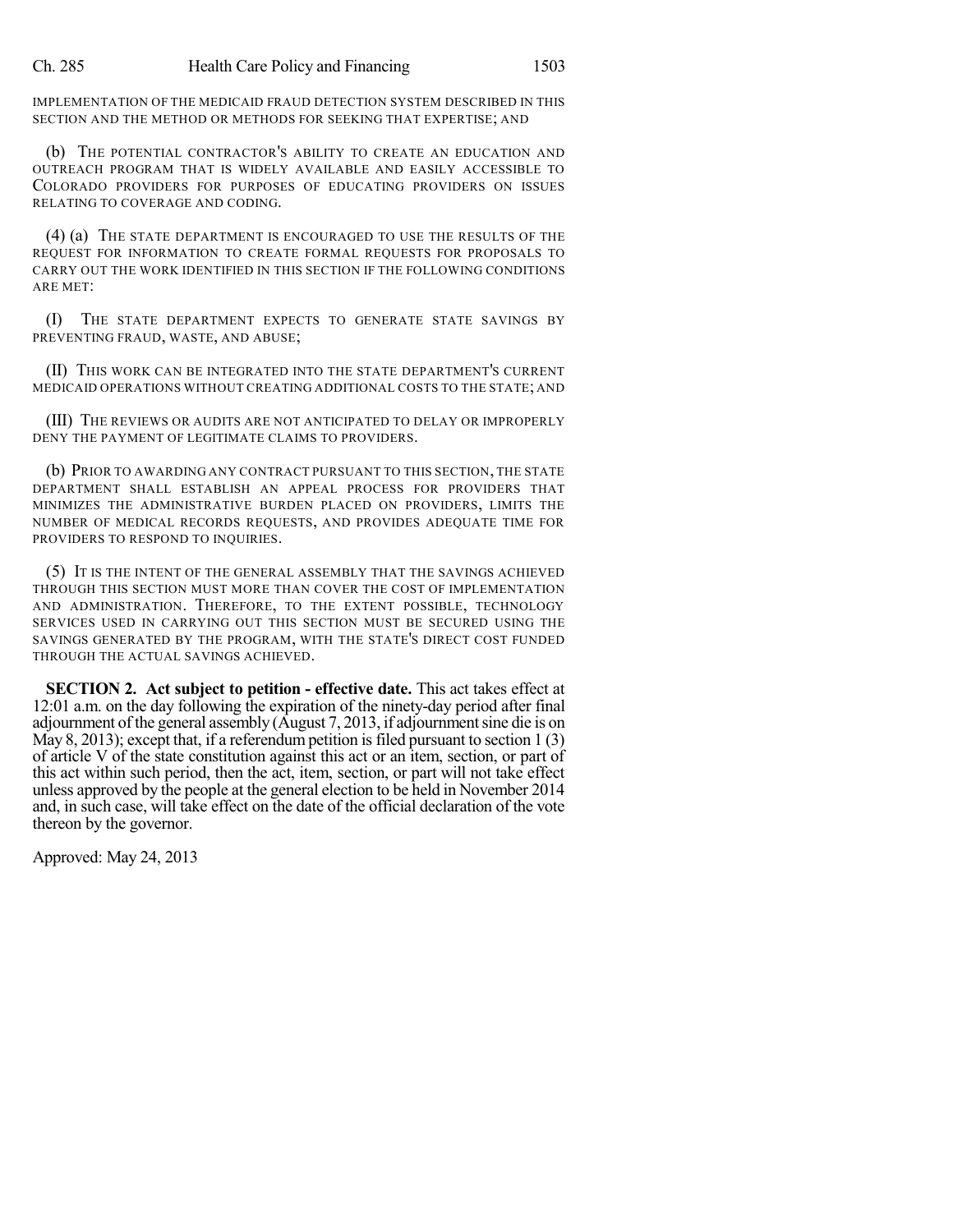IMPLEMENTATION OF THE MEDICAID FRAUD DETECTION SYSTEM DESCRIBED IN THIS SECTION AND THE METHOD OR METHODS FOR SEEKING THAT EXPERTISE; AND

(b) THE POTENTIAL CONTRACTOR'S ABILITY TO CREATE AN EDUCATION AND OUTREACH PROGRAM THAT IS WIDELY AVAILABLE AND EASILY ACCESSIBLE TO COLORADO PROVIDERS FOR PURPOSES OF EDUCATING PROVIDERS ON ISSUES RELATING TO COVERAGE AND CODING.

(4) (a) THE STATE DEPARTMENT IS ENCOURAGED TO USE THE RESULTS OF THE REQUEST FOR INFORMATION TO CREATE FORMAL REQUESTS FOR PROPOSALS TO CARRY OUT THE WORK IDENTIFIED IN THIS SECTION IF THE FOLLOWING CONDITIONS ARE MET:

(I) THE STATE DEPARTMENT EXPECTS TO GENERATE STATE SAVINGS BY PREVENTING FRAUD, WASTE, AND ABUSE;

(II) THIS WORK CAN BE INTEGRATED INTO THE STATE DEPARTMENT'S CURRENT MEDICAID OPERATIONS WITHOUT CREATING ADDITIONAL COSTS TO THE STATE; AND

(III) THE REVIEWS OR AUDITS ARE NOT ANTICIPATED TO DELAY OR IMPROPERLY DENY THE PAYMENT OF LEGITIMATE CLAIMS TO PROVIDERS.

(b) PRIOR TO AWARDING ANY CONTRACT PURSUANT TO THIS SECTION, THE STATE DEPARTMENT SHALL ESTABLISH AN APPEAL PROCESS FOR PROVIDERS THAT MINIMIZES THE ADMINISTRATIVE BURDEN PLACED ON PROVIDERS, LIMITS THE NUMBER OF MEDICAL RECORDS REQUESTS, AND PROVIDES ADEQUATE TIME FOR PROVIDERS TO RESPOND TO INQUIRIES.

(5) IT IS THE INTENT OF THE GENERAL ASSEMBLY THAT THE SAVINGS ACHIEVED THROUGH THIS SECTION MUST MORE THAN COVER THE COST OF IMPLEMENTATION AND ADMINISTRATION. THEREFORE, TO THE EXTENT POSSIBLE, TECHNOLOGY SERVICES USED IN CARRYING OUT THIS SECTION MUST BE SECURED USING THE SAVINGS GENERATED BY THE PROGRAM, WITH THE STATE'S DIRECT COST FUNDED THROUGH THE ACTUAL SAVINGS ACHIEVED.

**SECTION 2. Act subject to petition - effective date.** This act takes effect at 12:01 a.m. on the day following the expiration of the ninety-day period after final adjournment of the general assembly (August 7, 2013, if adjournment sine die is on May 8, 2013); except that, if a referendum petition is filed pursuant to section 1 (3) of article V of the state constitution against this act or an item, section, or part of this act within such period, then the act, item, section, or part will not take effect unless approved by the people at the general election to be held in November 2014 and, in such case, will take effect on the date of the official declaration of the vote thereon by the governor.

Approved: May 24, 2013